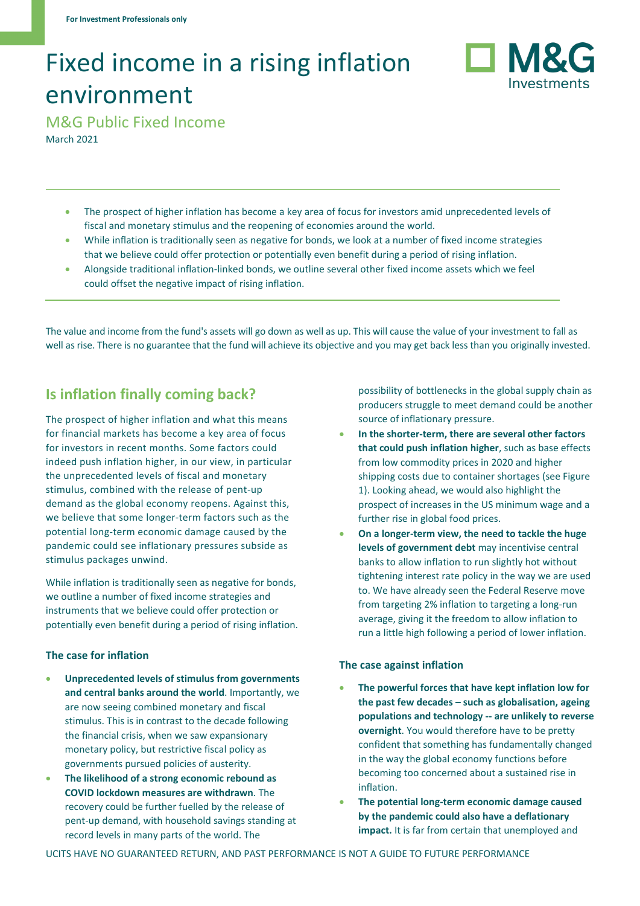For Investment Professionals only

# Fixed income in a rising inflation environment

## M&G Public Fixed Income

March 2021

- The prospect of higher inflation has become a key area of focus for investors amid unprecedented levels of fiscal and monetary stimulus and the reopening of economies around the world.
- While inflation is traditionally seen as negative for bonds, we look at a number of fixed income strategies that we believe could offer protection or potentially even benefit during a period of rising inflation.
- Alongside traditional inflation-linked bonds, we outline several other fixed income assets which we feel could offset the negative impact of rising inflation.

The value and income from the fund's assets will go down as well as up. This will cause the value of your investment to fall as well as rise. There is no guarantee that the fund will achieve its objective and you may get back less than you originally invested.

## Is inflation finally coming back?

The prospect of higher inflation and what this means for financial markets has become a key area of focus for investors in recent months. Some factors could indeed push inflation higher, in our view, in particular the unprecedented levels of fiscal and monetary stimulus, combined with the release of pent-up demand as the global economy reopens. Against this, we believe that some longer-term factors such as the potential long-term economic damage caused by the pandemic could see inflationary pressures subside as stimulus packages unwind.

While inflation is traditionally seen as negative for bonds, we outline a number of fixed income strategies and instruments that we believe could offer protection or potentially even benefit during a period of rising inflation.

### The case for inflation

- **Unprecedented levels of stimulus from governments and central banks around the world**. Importantly, we are now seeing combined monetary and fiscal stimulus. This is in contrast to the decade following the financial crisis, when we saw expansionary monetary policy, but restrictive fiscal policy as governments pursued policies of austerity.
- **The likelihood of a strong economic rebound as COVID lockdown measures are withdrawn**. The recovery could be further fuelled by the release of pent-up demand, with household savings standing at record levels in many parts of the world. The possibility of bottlenecks in the global supply chain as producers struggle to meet demand could be another source of inflationary pressure.
- **In the shorter-term, there are several other factors that could push inflation higher**, such as base effects from low commodity prices in 2020 and higher shipping costs due to container shortages (see Figure 1). Looking ahead, we would also highlight the prospect of increases in the US minimum wage and a further rise in global food prices.
- **On a longer-term view, the need to tackle the huge levels of government debt** may incentivise central banks to allow inflation to run slightly hot without tightening interest rate policy in the way we are used to. We have already seen the Federal Reserve move from targeting 2% inflation to targeting a long-run average, giving it the freedom to allow inflation to run a little high following a period of lower inflation.

### The case against inflation

- **The powerful forces that have kept inflation low for the past few decades – such as globalisation, ageing populations and technology -- are unlikely to reverse overnight**. You would therefore have to be pretty confident that something has fundamentally changed in the way the global economy functions before becoming too concerned about a sustained rise in inflation.
- **The potential long-term economic damage caused by the pandemic could also have a deflationary impact.** It is far from certain that unemployed and

UCITS HAVE NO GUARANTEED RETURN, AND PAST PERFORMANCE IS NOT A GUIDE TO FUTURE PERFORMANCE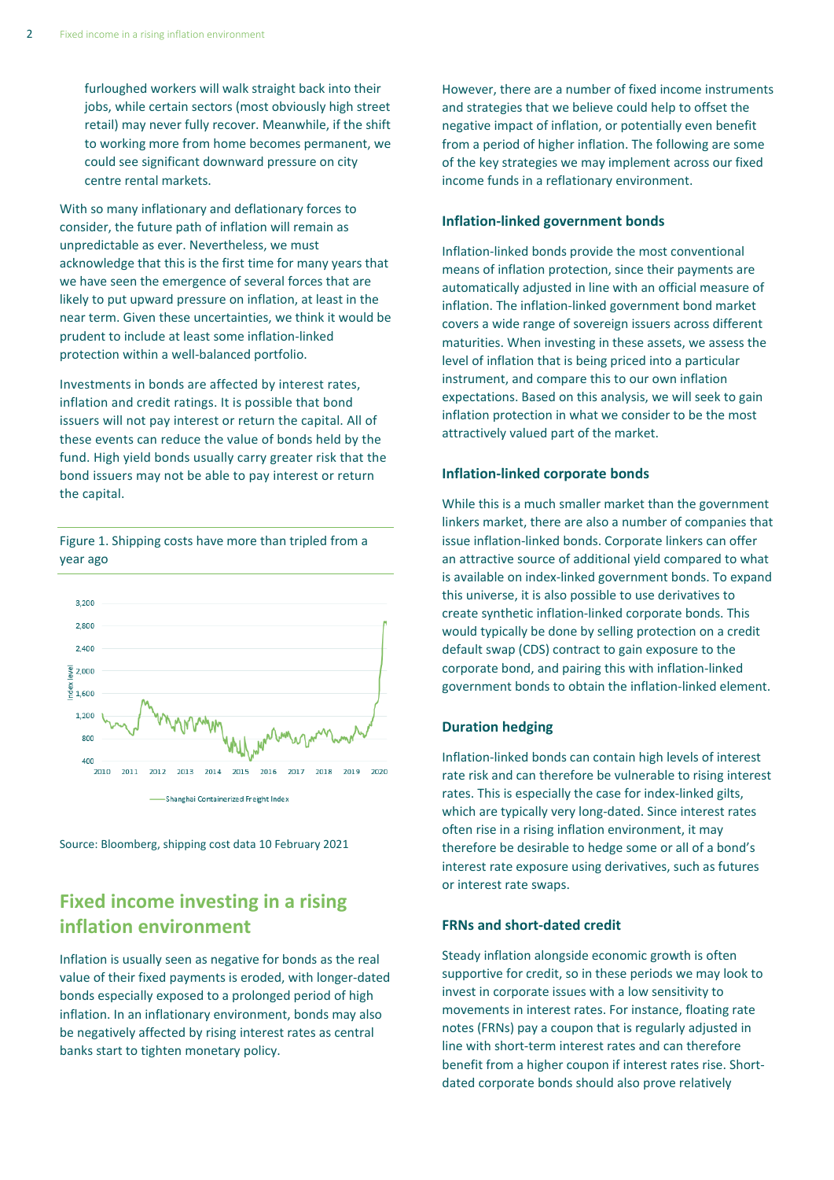furloughed workers will walk straight back into their jobs, while certain sectors (most obviously high street retail) may never fully recover. Meanwhile, if the shift to working more from home becomes permanent, we could see significant downward pressure on city centre rental markets.

With so many inflationary and deflationary forces to consider, the future path of inflation will remain as unpredictable as ever. Nevertheless, we must acknowledge that this is the first time for many years that we have seen the emergence of several forces that are likely to put upward pressure on inflation, at least in the near term. Given these uncertainties, we think it would be prudent to include at least some inflation-linked protection within a well-balanced portfolio.

Investments in bonds are affected by interest rates, inflation and credit ratings. It is possible that bond issuers will not pay interest or return the capital. All of these events can reduce the value of bonds held by the fund. High yield bonds usually carry greater risk that the bond issuers may not be able to pay interest or return the capital.

Figure 1. Shipping costs have more than tripled from a year ago

Source: Bloomberg, shipping cost data 10 February 2021

## Fixed income investing in a rising inflation environment

Inflation is usually seen as negative for bonds as the real value of their fixed payments is eroded, with longer-dated bonds especially exposed to a prolonged period of high inflation. In an inflationary environment, bonds may also be negatively affected by rising interest rates as central banks start to tighten monetary policy.

However, there are a number of fixed income instruments and strategies that we believe could help to offset the negative impact of inflation, or potentially even benefit from a period of higher inflation. The following are some of the key strategies we may implement across our fixed income funds in a reflationary environment.

### Inflation-linked government bonds

Inflation-linked bonds provide the most conventional means of inflation protection, since their payments are automatically adjusted in line with an official measure of inflation. The inflation-linked government bond market covers a wide range of sovereign issuers across different maturities. When investing in these assets, we assess the level of inflation that is being priced into a particular instrument, and compare this to our own inflation expectations. Based on this analysis, we will seek to gain inflation protection in what we consider to be the most attractively valued part of the market.

### Inflation-linked corporate bonds

While this is a much smaller market than the government linkers market, there are also a number of companies that issue inflation-linked bonds. Corporate linkers can offer an attractive source of additional yield compared to what is available on index-linked government bonds. To expand this universe, it is also possible to use derivatives to create synthetic inflation-linked corporate bonds. This would typically be done by selling protection on a credit default swap (CDS) contract to gain exposure to the corporate bond, and pairing this with inflation-linked government bonds to obtain the inflation-linked element.

### Duration hedging

Inflation-linked bonds can contain high levels of interest rate risk and can therefore be vulnerable to rising interest rates. This is especially the case for index-linked gilts, which are typically very long-dated. Since interest rates often rise in a rising inflation environment, it may therefore be desirable to hedge some or all of a bond's interest rate exposure using derivatives, such as futures or interest rate swaps.

### FRNs and short-dated credit

Steady inflation alongside economic growth is often supportive for credit, so in these periods we may look to invest in corporate issues with a low sensitivity to movements in interest rates. For instance, floating rate notes (FRNs) pay a coupon that is regularly adjusted in line with short-term interest rates and can therefore benefit from a higher coupon if interest rates rise. Short-dated corporate bonds should also prove relatively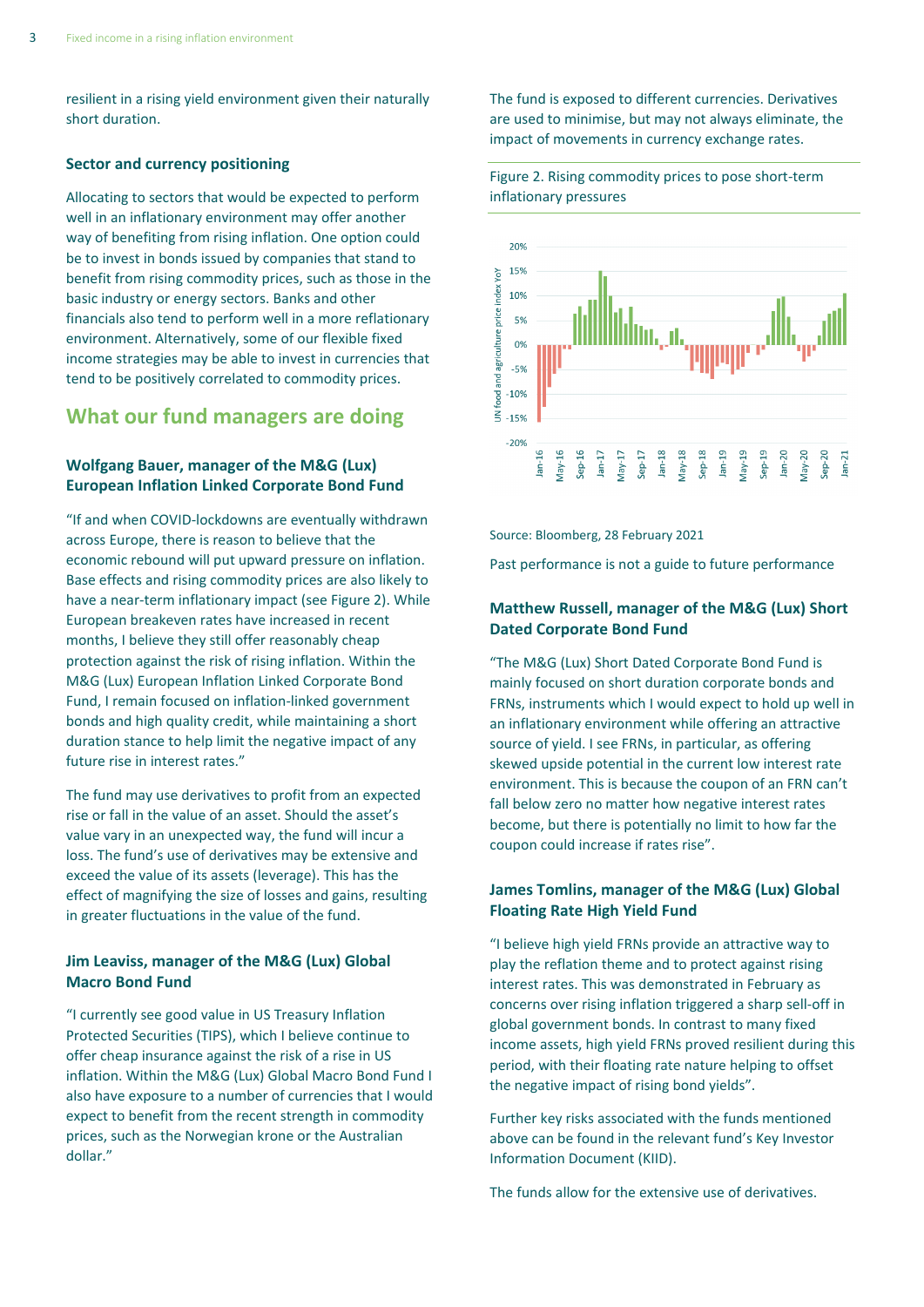resilient in a rising yield environment given their naturally short duration.

### Sector and currency positioning

Allocating to sectors that would be expected to perform well in an inflationary environment may offer another way of benefiting from rising inflation. One option could be to invest in bonds issued by companies that stand to benefit from rising commodity prices, such as those in the basic industry or energy sectors. Banks and other financials also tend to perform well in a more reflationary environment. Alternatively, some of our flexible fixed income strategies may be able to invest in currencies that tend to be positively correlated to commodity prices.

## What our fund managers are doing

### Wolfgang Bauer, manager of the M&G (Lux) European Inflation Linked Corporate Bond Fund

"If and when COVID-lockdowns are eventually withdrawn across Europe, there is reason to believe that the economic rebound will put upward pressure on inflation. Base effects and rising commodity prices are also likely to have a near-term inflationary impact (see Figure 2). While European breakeven rates have increased in recent months, I believe they still offer reasonably cheap protection against the risk of rising inflation. Within the M&G (Lux) European Inflation Linked Corporate Bond Fund, I remain focused on inflation-linked government bonds and high quality credit, while maintaining a short duration stance to help limit the negative impact of any future rise in interest rates."

The fund may use derivatives to profit from an expected rise or fall in the value of an asset. Should the asset's value vary in an unexpected way, the fund will incur a loss. The fund's use of derivatives may be extensive and exceed the value of its assets (leverage). This has the effect of magnifying the size of losses and gains, resulting in greater fluctuations in the value of the fund.

### Jim Leaviss, manager of the M&G (Lux) Global Macro Bond Fund

"I currently see good value in US Treasury Inflation Protected Securities (TIPS), which I believe continue to offer cheap insurance against the risk of a rise in US inflation. Within the M&G (Lux) Global Macro Bond Fund I also have exposure to a number of currencies that I would expect to benefit from the recent strength in commodity prices, such as the Norwegian krone or the Australian dollar."

The fund is exposed to different currencies. Derivatives are used to minimise, but may not always eliminate, the impact of movements in currency exchange rates.

Figure 2. Rising commodity prices to pose short-term inflationary pressures

Source: Bloomberg, 28 February 2021

Past performance is not a guide to future performance

### Matthew Russell, manager of the M&G (Lux) Short Dated Corporate Bond Fund

"The M&G (Lux) Short Dated Corporate Bond Fund is mainly focused on short duration corporate bonds and FRNs, instruments which I would expect to hold up well in an inflationary environment while offering an attractive source of yield. I see FRNs, in particular, as offering skewed upside potential in the current low interest rate environment. This is because the coupon of an FRN can't fall below zero no matter how negative interest rates become, but there is potentially no limit to how far the coupon could increase if rates rise".

### James Tomlins, manager of the M&G (Lux) Global Floating Rate High Yield Fund

"I believe high yield FRNs provide an attractive way to play the reflation theme and to protect against rising interest rates. This was demonstrated in February as concerns over rising inflation triggered a sharp sell-off in global government bonds. In contrast to many fixed income assets, high yield FRNs proved resilient during this period, with their floating rate nature helping to offset the negative impact of rising bond yields".

Further key risks associated with the funds mentioned above can be found in the relevant fund's Key Investor Information Document (KIID).

The funds allow for the extensive use of derivatives.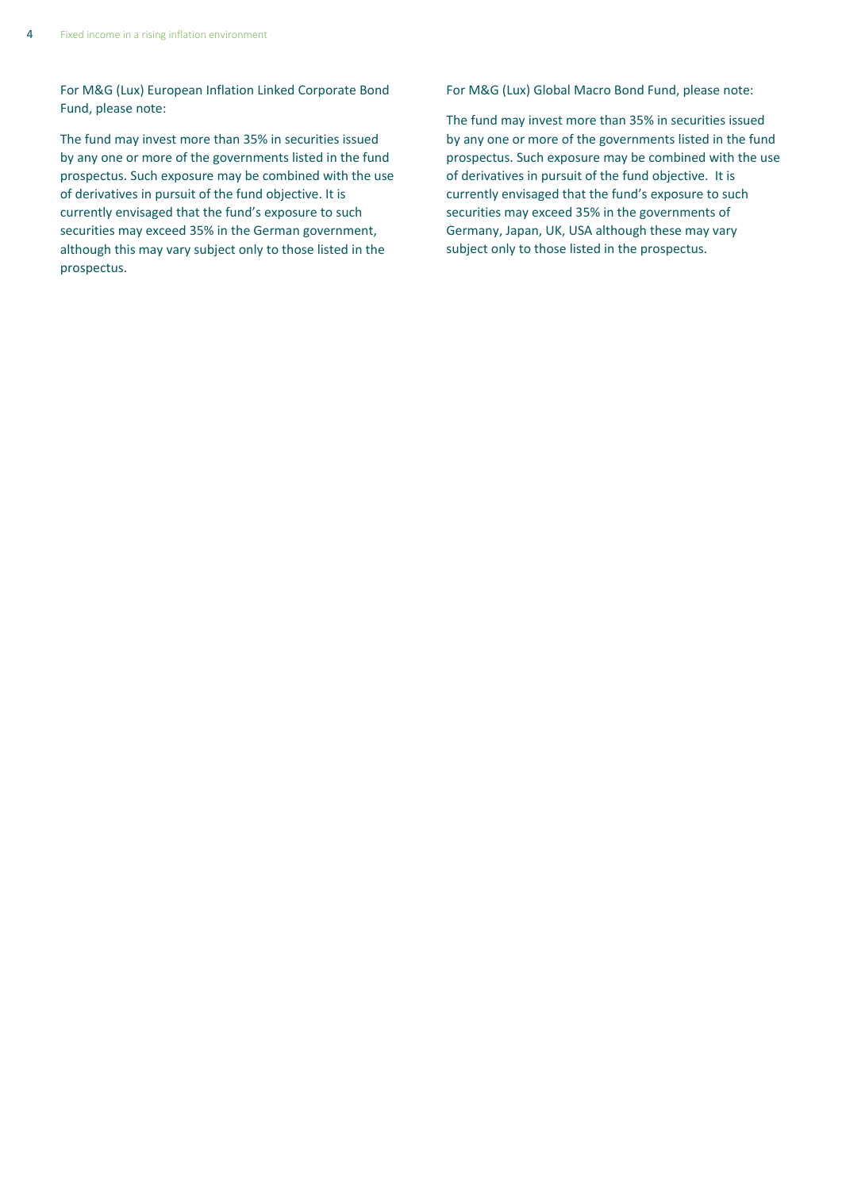For M&G (Lux) European Inflation Linked Corporate Bond Fund, please note:

The fund may invest more than 35% in securities issued by any one or more of the governments listed in the fund prospectus. Such exposure may be combined with the use of derivatives in pursuit of the fund objective. It is currently envisaged that the fund's exposure to such securities may exceed 35% in the German government, although this may vary subject only to those listed in the prospectus.

For M&G (Lux) Global Macro Bond Fund, please note:

The fund may invest more than 35% in securities issued by any one or more of the governments listed in the fund prospectus. Such exposure may be combined with the use of derivatives in pursuit of the fund objective. It is currently envisaged that the fund's exposure to such securities may exceed 35% in the governments of Germany, Japan, UK, USA although these may vary subject only to those listed in the prospectus.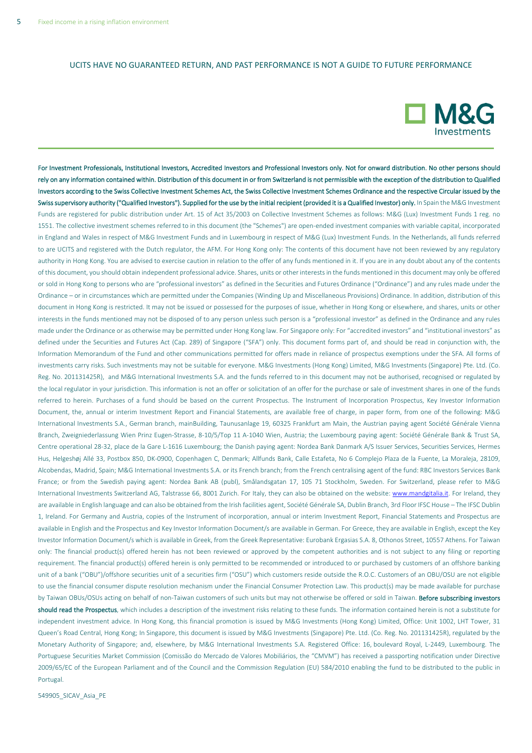UCITS HAVE NO GUARANTEED RETURN, AND PAST PERFORMANCE IS NOT A GUIDE TO FUTURE PERFORMANCE

M&G Investments

**For Investment Professionals, Institutional Investors, Accredited Investors and Professional Investors only. Not for onward distribution. No other persons should rely on any information contained within. Distribution of this document in or from Switzerland is not permissible with the exception of the distribution to Qualified Investors according to the Swiss Collective Investment Schemes Act, the Swiss Collective Investment Schemes Ordinance and the respective Circular issued by the Swiss supervisory authority ("Qualified Investors"). Supplied for the use by the initial recipient (provided it is a Qualified Investor) only.** In Spain the M&G Investment Funds are registered for public distribution under Art. 15 of Act 35/2003 on Collective Investment Schemes as follows: M&G (Lux) Investment Funds 1 reg. no 1551. The collective investment schemes referred to in this document (the "Schemes") are open-ended investment companies with variable capital, incorporated in England and Wales in respect of M&G Investment Funds and in Luxembourg in respect of M&G (Lux) Investment Funds. In the Netherlands, all funds referred to are UCITS and registered with the Dutch regulator, the AFM. For Hong Kong only: The contents of this document have not been reviewed by any regulatory authority in Hong Kong. You are advised to exercise caution in relation to the offer of any funds mentioned in it. If you are in any doubt about any of the contents of this document, you should obtain independent professional advice. Shares, units or other interests in the funds mentioned in this document may only be offered or sold in Hong Kong to persons who are "professional investors" as defined in the Securities and Futures Ordinance ("Ordinance") and any rules made under the Ordinance – or in circumstances which are permitted under the Companies (Winding Up and Miscellaneous Provisions) Ordinance. In addition, distribution of this document in Hong Kong is restricted. It may not be issued or possessed for the purposes of issue, whether in Hong Kong or elsewhere, and shares, units or other interests in the funds mentioned may not be disposed of to any person unless such person is a "professional investor" as defined in the Ordinance and any rules made under the Ordinance or as otherwise may be permitted under Hong Kong law. For Singapore only: For "accredited investors" and "institutional investors" as defined under the Securities and Futures Act (Cap. 289) of Singapore ("SFA") only. This document forms part of, and should be read in conjunction with, the Information Memorandum of the Fund and other communications permitted for offers made in reliance of prospectus exemptions under the SFA. All forms of investments carry risks. Such investments may not be suitable for everyone. M&G Investments (Hong Kong) Limited, M&G Investments (Singapore) Pte. Ltd. (Co. Reg. No. 201131425R), and M&G International Investments S.A. and the funds referred to in this document may not be authorised, recognised or regulated by the local regulator in your jurisdiction. This information is not an offer or solicitation of an offer for the purchase or sale of investment shares in one of the funds referred to herein. Purchases of a fund should be based on the current Prospectus. The Instrument of Incorporation Prospectus, Key Investor Information Document, the, annual or interim Investment Report and Financial Statements, are available free of charge, in paper form, from one of the following: M&G International Investments S.A., German branch, mainBuilding, Taunusanlage 19, 60325 Frankfurt am Main, the Austrian paying agent Société Générale Vienna Branch, Zweigniederlassung Wien Prinz Eugen-Strasse, 8-10/5/Top 11 A-1040 Wien, Austria; the Luxembourg paying agent: Société Générale Bank & Trust SA, Centre operational 28-32, place de la Gare L-1616 Luxembourg; the Danish paying agent: Nordea Bank Danmark A/S Issuer Services, Securities Services, Hermes Hus, Helgeshøj Allé 33, Postbox 850, DK-0900, Copenhagen C, Denmark; Allfunds Bank, Calle Estafeta, No 6 Complejo Plaza de la Fuente, La Moraleja, 28109, Alcobendas, Madrid, Spain; M&G International Investments S.A. or its French branch; from the French centralising agent of the fund: RBC Investors Services Bank France; or from the Swedish paying agent: Nordea Bank AB (publ), Smålandsgatan 17, 105 71 Stockholm, Sweden. For Switzerland, please refer to M&G International Investments Switzerland AG, Talstrasse 66, 8001 Zurich. For Italy, they can also be obtained on the website: www.mandgitalia.it. For Ireland, they are available in English language and can also be obtained from the Irish facilities agent, Société Générale SA, Dublin Branch, 3rd Floor IFSC House – The IFSC Dublin 1, Ireland. For Germany and Austria, copies of the Instrument of incorporation, annual or interim Investment Report, Financial Statements and Prospectus are available in English and the Prospectus and Key Investor Information Document/s are available in German. For Greece, they are available in English, except the Key Investor Information Document/s which is available in Greek, from the Greek Representative: Eurobank Ergasias S.A. 8, Othonos Street, 10557 Athens. For Taiwan only: The financial product(s) offered herein has not been reviewed or approved by the competent authorities and is not subject to any filing or reporting requirement. The financial product(s) offered herein is only permitted to be recommended or introduced to or purchased by customers of an offshore banking unit of a bank ("OBU")/offshore securities unit of a securities firm ("OSU") which customers reside outside the R.O.C. Customers of an OBU/OSU are not eligible to use the financial consumer dispute resolution mechanism under the Financial Consumer Protection Law. This product(s) may be made available for purchase by Taiwan OBUs/OSUs acting on behalf of non-Taiwan customers of such units but may not otherwise be offered or sold in Taiwan. **Before subscribing investors should read the Prospectus**, which includes a description of the investment risks relating to these funds. The information contained herein is not a substitute for independent investment advice. In Hong Kong, this financial promotion is issued by M&G Investments (Hong Kong) Limited, Office: Unit 1002, LHT Tower, 31 Queen's Road Central, Hong Kong; In Singapore, this document is issued by M&G Investments (Singapore) Pte. Ltd. (Co. Reg. No. 201131425R), regulated by the Monetary Authority of Singapore; and, elsewhere, by M&G International Investments S.A. Registered Office: 16, boulevard Royal, L-2449, Luxembourg. The Portuguese Securities Market Commission (Comissão do Mercado de Valores Mobiliários, the "CMVM") has received a passporting notification under Directive 2009/65/EC of the European Parliament and of the Council and the Commission Regulation (EU) 584/2010 enabling the fund to be distributed to the public in Portugal.

549905_SICAV_Asia_PE